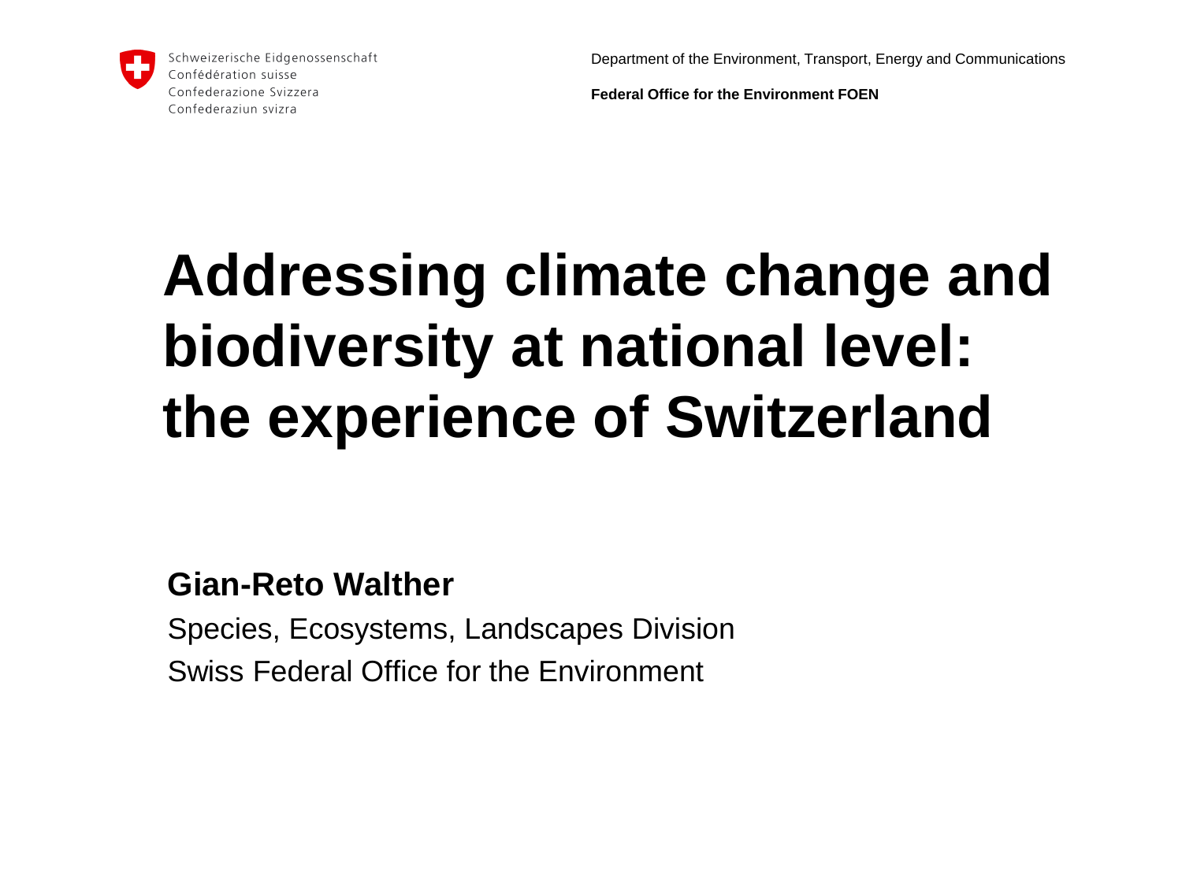Schweizerische Eidgenossenschaft
Confédération suisse
Confederazione Svizzera
Confederaziun svizra

Department of the Environment, Transport, Energy and Communications

**Federal Office for the Environment FOEN**

# Addressing climate change and biodiversity at national level: the experience of Switzerland

**Gian-Reto Walther**

Species, Ecosystems, Landscapes Division

Swiss Federal Office for the Environment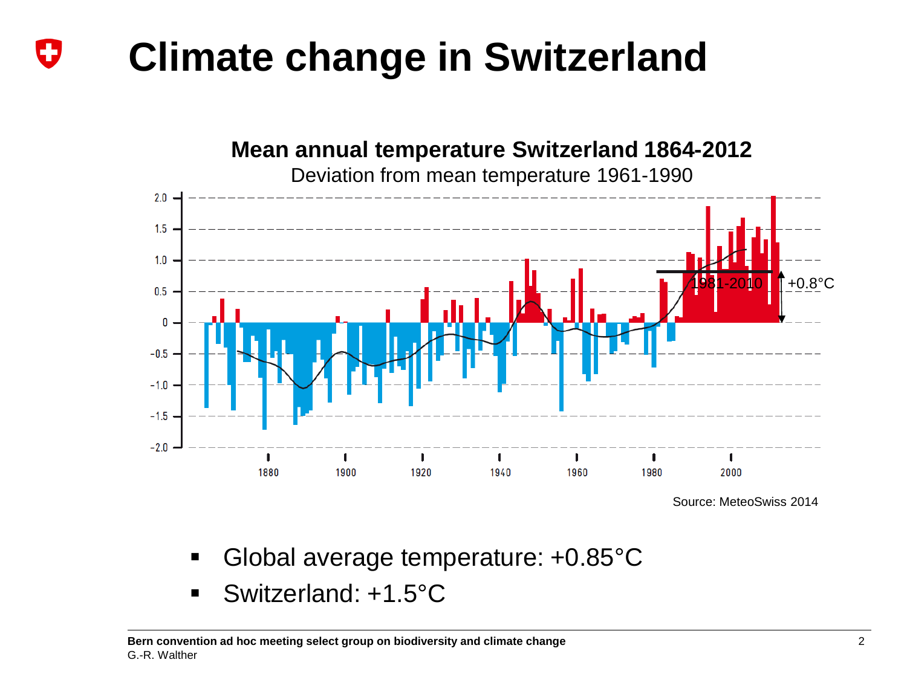# Climate change in Switzerland

**Mean annual temperature Switzerland 1864-2012**

Deviation from mean temperature 1961-1990

Source: MeteoSwiss 2014

- Global average temperature: +0.85°C
- Switzerland: +1.5°C

**Bern convention ad hoc meeting select group on biodiversity and climate change**
G.-R. Walther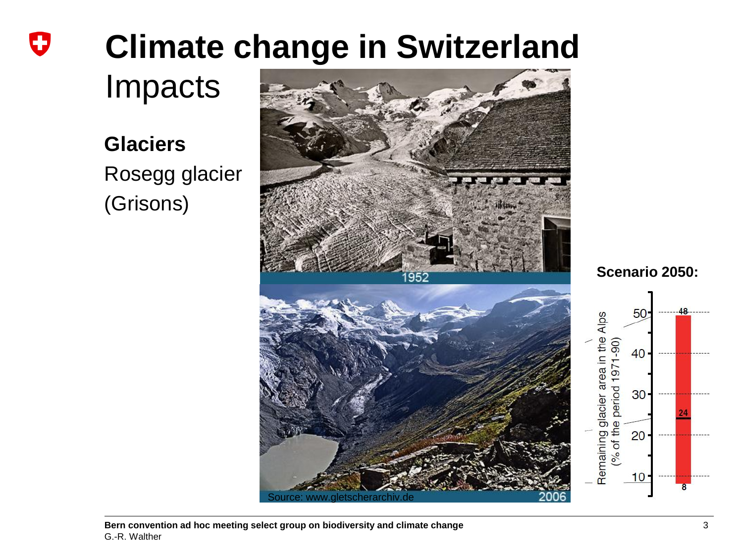# Climate change in Switzerland

## Impacts

**Glaciers**

Rosegg glacier (Grisons)

1952

Source: www.gletscherarchiv.de

2006

**Scenario 2050:**

Remaining glacier area in the Alps (% of the period 1971-90)

48

24

8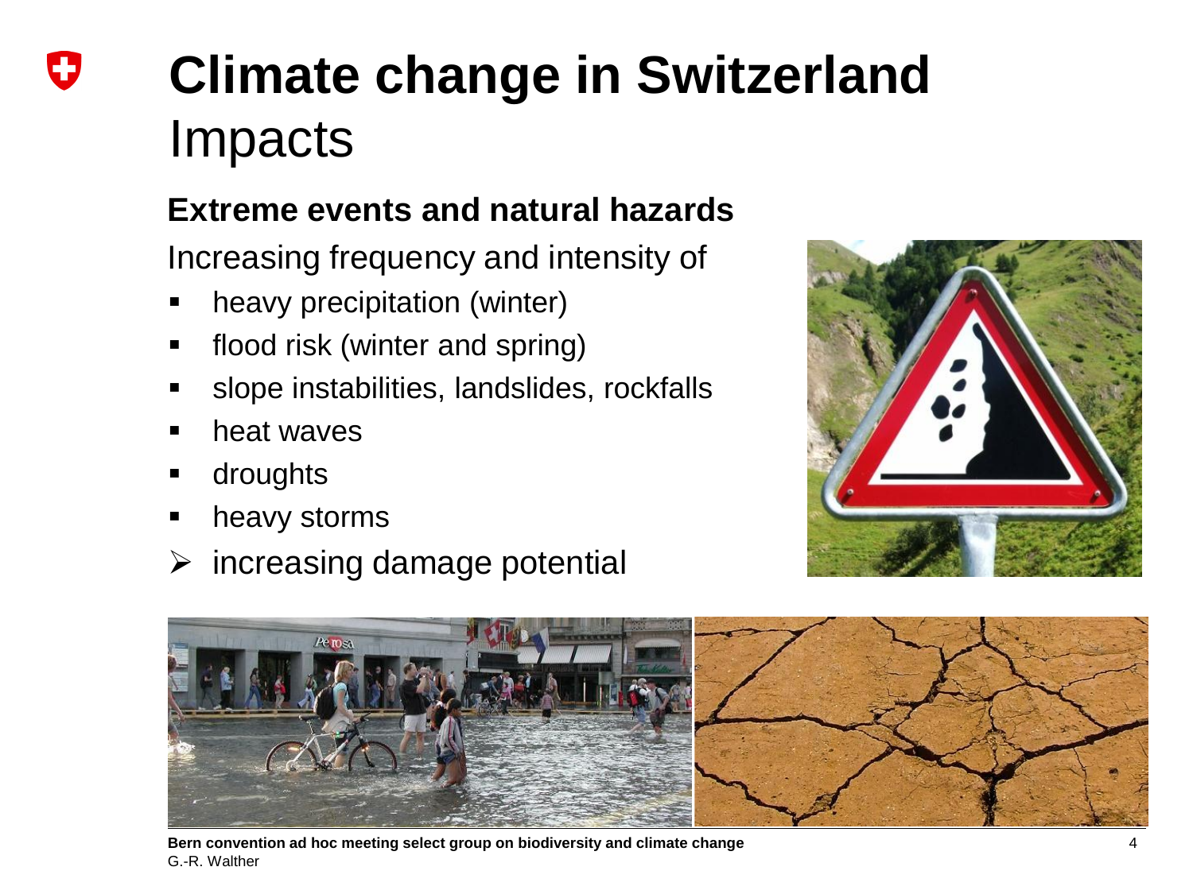# Climate change in Switzerland
## Impacts

### Extreme events and natural hazards

Increasing frequency and intensity of

- heavy precipitation (winter)
- flood risk (winter and spring)
- slope instabilities, landslides, rockfalls
- heat waves
- droughts
- heavy storms

➢ increasing damage potential

**Bern convention ad hoc meeting select group on biodiversity and climate change**
G.-R. Walther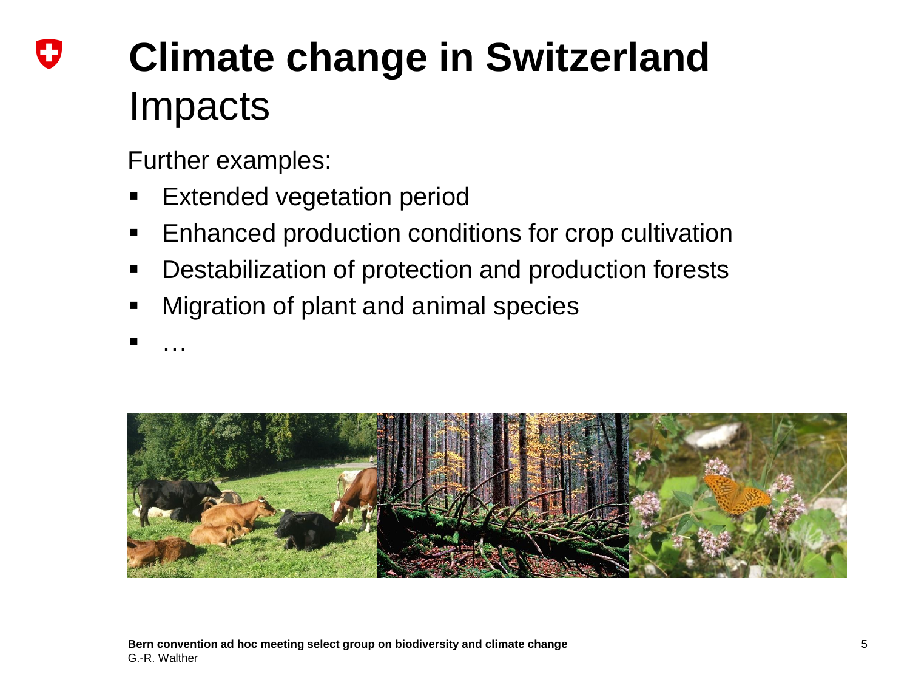# Climate change in Switzerland

## Impacts

Further examples:

- Extended vegetation period
- Enhanced production conditions for crop cultivation
- Destabilization of protection and production forests
- Migration of plant and animal species
- …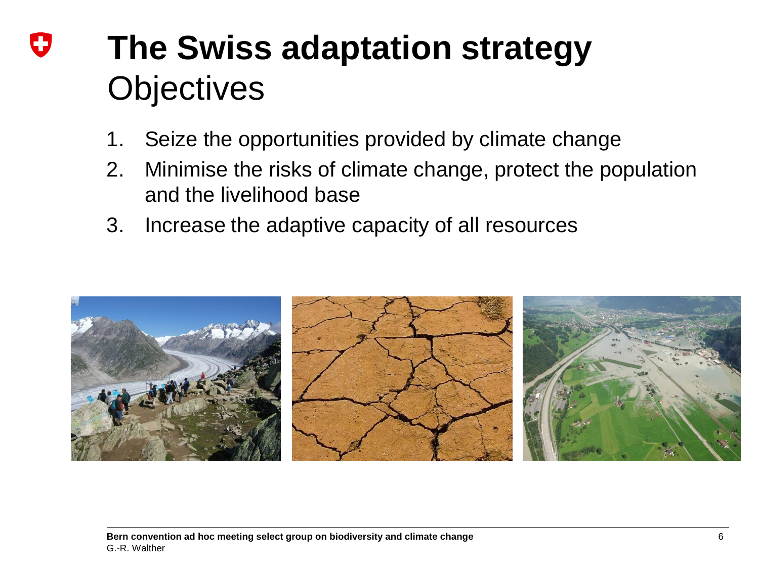# The Swiss adaptation strategy
## Objectives

1. Seize the opportunities provided by climate change
2. Minimise the risks of climate change, protect the population and the livelihood base
3. Increase the adaptive capacity of all resources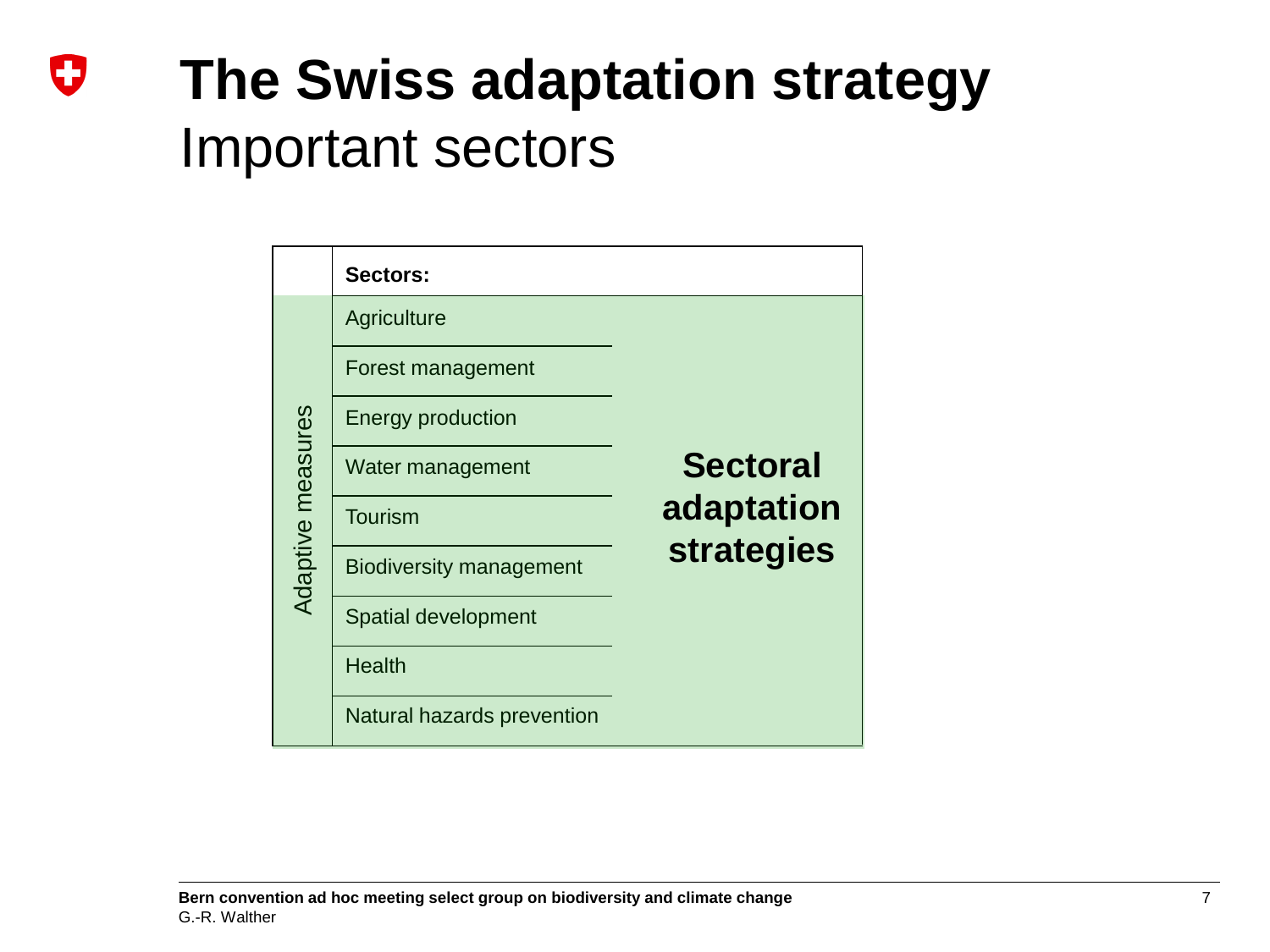# The Swiss adaptation strategy

## Important sectors

| | Sectors: | |
|---|---|---|
| Adaptive measures | Agriculture | **Sectoral adaptation strategies** |
| | Forest management | |
| | Energy production | |
| | Water management | |
| | Tourism | |
| | Biodiversity management | |
| | Spatial development | |
| | Health | |
| | Natural hazards prevention | |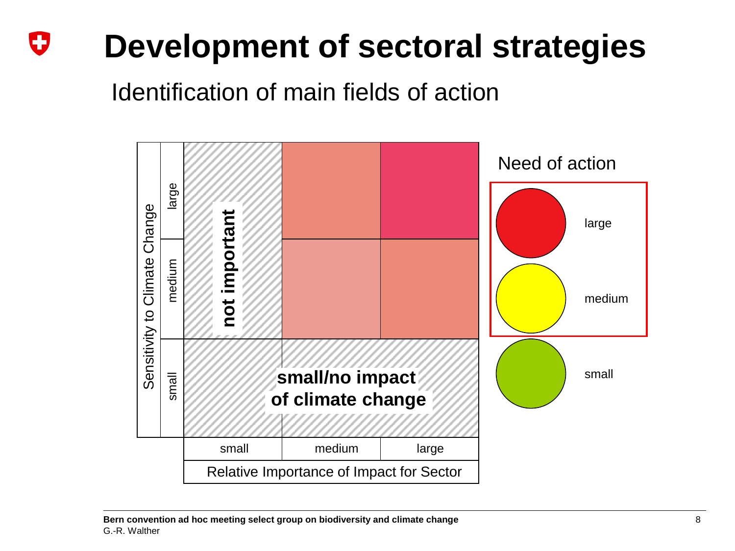# Development of sectoral strategies

## Identification of main fields of action

| Sensitivity to Climate Change | | | | |
|---|---|---|---|---|
| large | not important | | | |
| medium | not important | | | |
| small | small/no impact of climate change | small/no impact of climate change | small/no impact of climate change | |
| | small | medium | large | |
| | Relative Importance of Impact for Sector | | | |

**Need of action**

- large
- medium
- small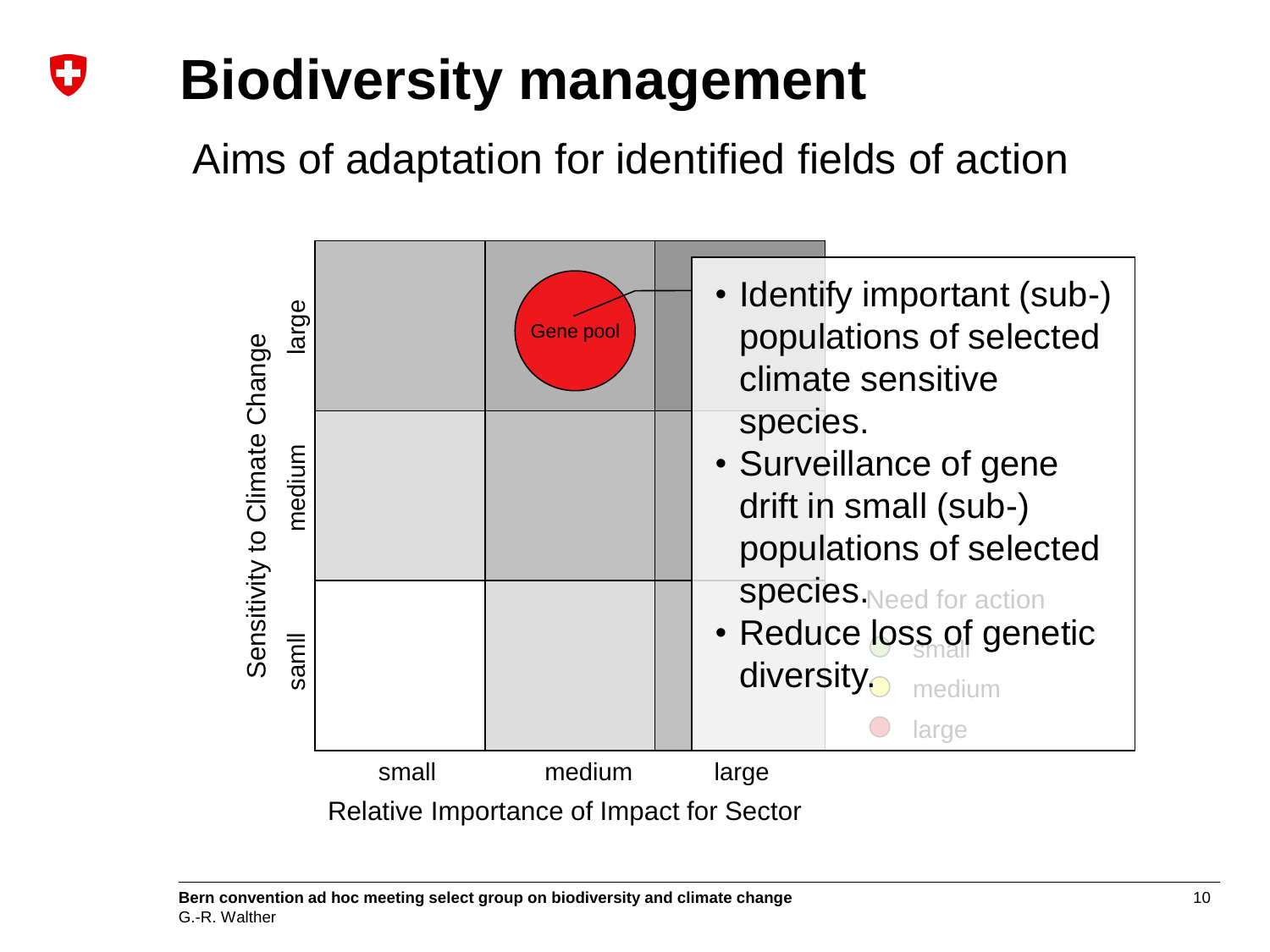# Biodiversity management

## Aims of adaptation for identified fields of action

| Sensitivity to Climate Change | small | medium | large |
|---|---|---|---|
| large | | Gene pool | |
| medium | | | |
| samll | | | |

Relative Importance of Impact for Sector

- Identify important (sub-) populations of selected climate sensitive species.
- Surveillance of gene drift in small (sub-) populations of selected species.
- Reduce loss of genetic diversity.

Need for action

- small
- medium
- large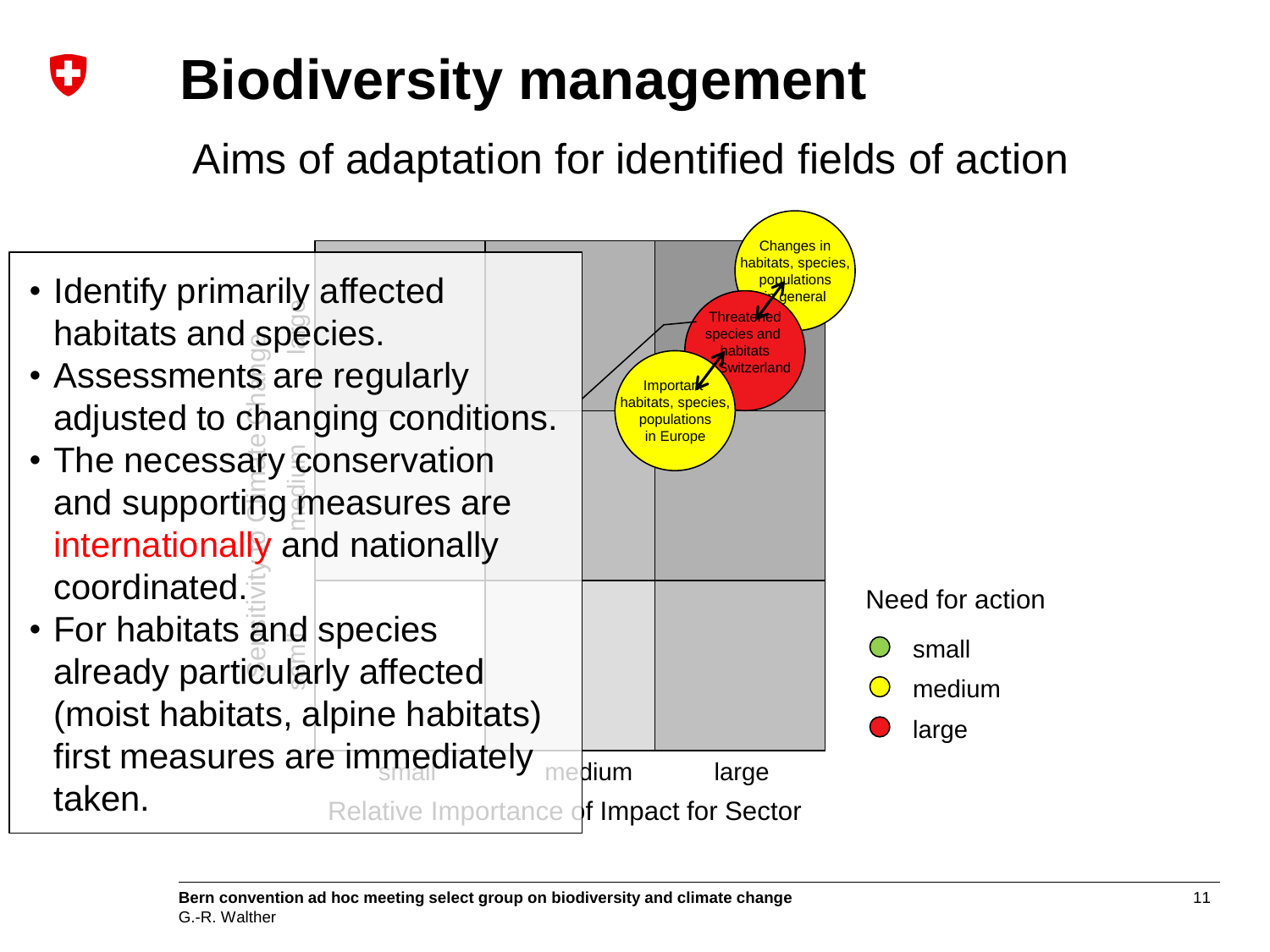# Biodiversity management

## Aims of adaptation for identified fields of action

- Identify primarily affected habitats and species.
- Assessments are regularly adjusted to changing conditions.
- The necessary conservation and supporting measures are internationally and nationally coordinated.
- For habitats and species already particularly affected (moist habitats, alpine habitats) first measures are immediately taken.

Changes in habitats, species, populations in general

Threatened species and habitats Switzerland

Important habitats, species, populations in Europe

Sensitivity to Climate change: small, medium, large

Relative Importance of Impact for Sector: small, medium, large

Need for action
- small
- medium
- large

Bern convention ad hoc meeting select group on biodiversity and climate change
G.-R. Walther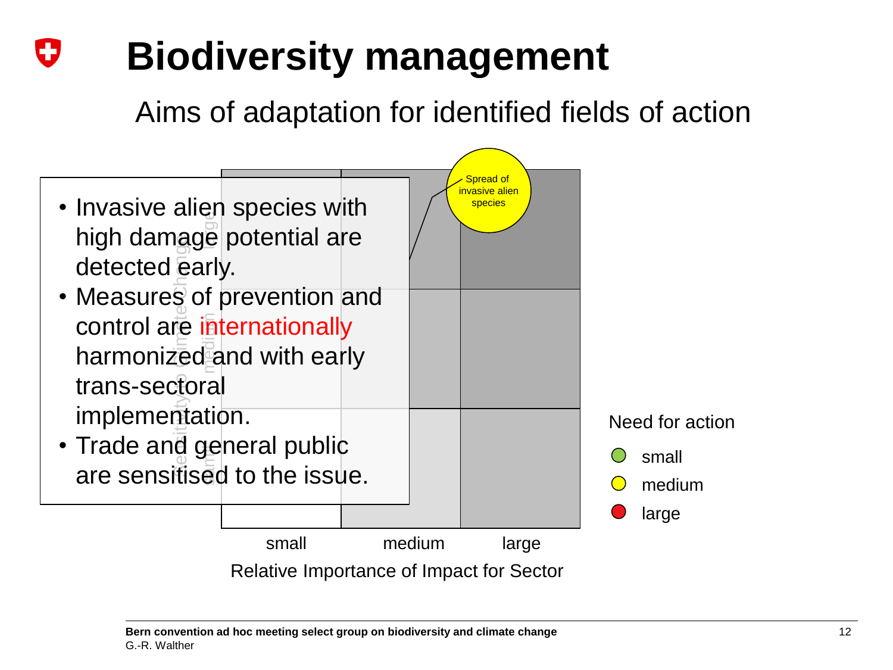# Biodiversity management

## Aims of adaptation for identified fields of action

- Invasive alien species with high damage potential are detected early.
- Measures of prevention and control are internationally harmonized and with early trans-sectoral implementation.
- Trade and general public are sensitised to the issue.

Spread of invasive alien species

small | medium | large

Relative Importance of Impact for Sector

Need for action

- small
- medium
- large

**Bern convention ad hoc meeting select group on biodiversity and climate change**
G.-R. Walther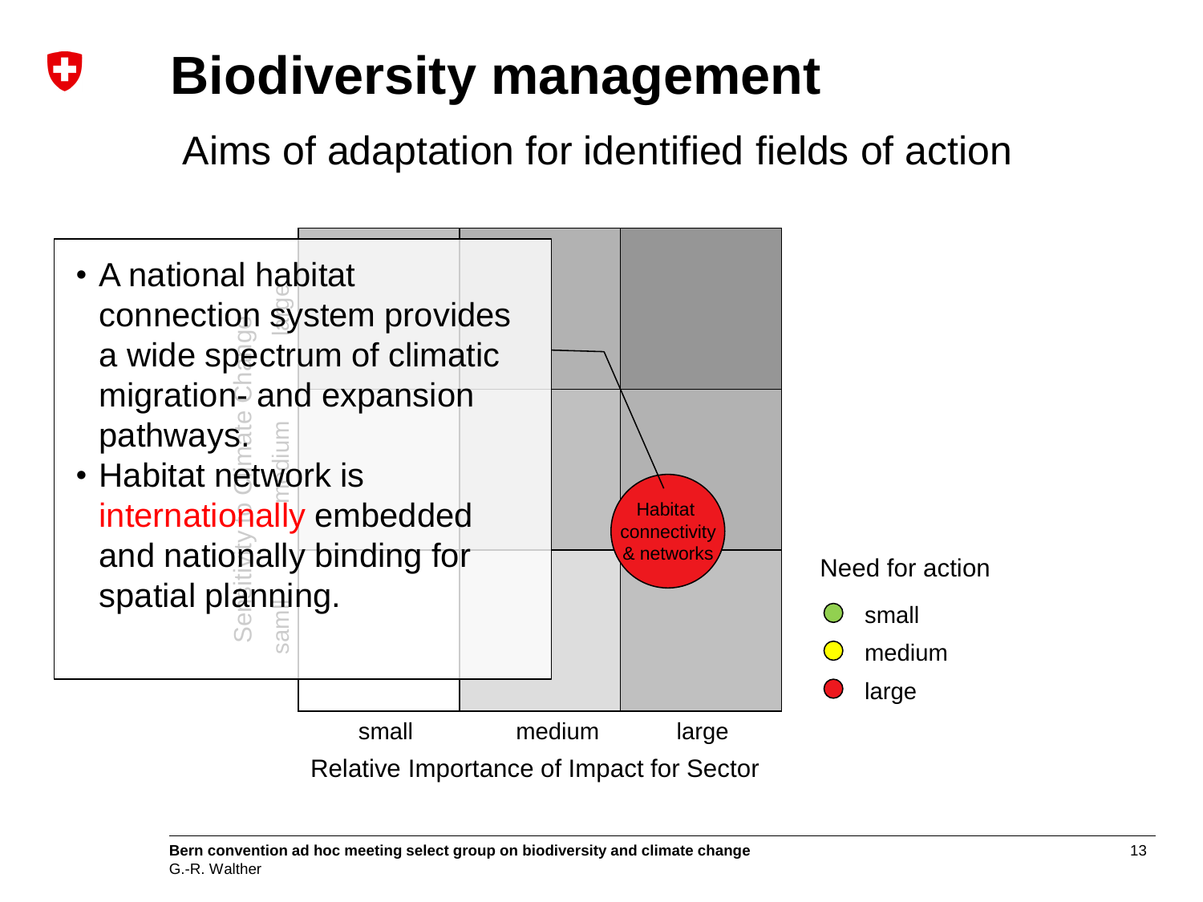# Biodiversity management

## Aims of adaptation for identified fields of action

- A national habitat connection system provides a wide spectrum of climatic migration- and expansion pathways.
- Habitat network is internationally embedded and nationally binding for spatial planning.

Habitat connectivity & networks

small | medium | large

Relative Importance of Impact for Sector

Need for action

- small
- medium
- large

**Bern convention ad hoc meeting select group on biodiversity and climate change**
G.-R. Walther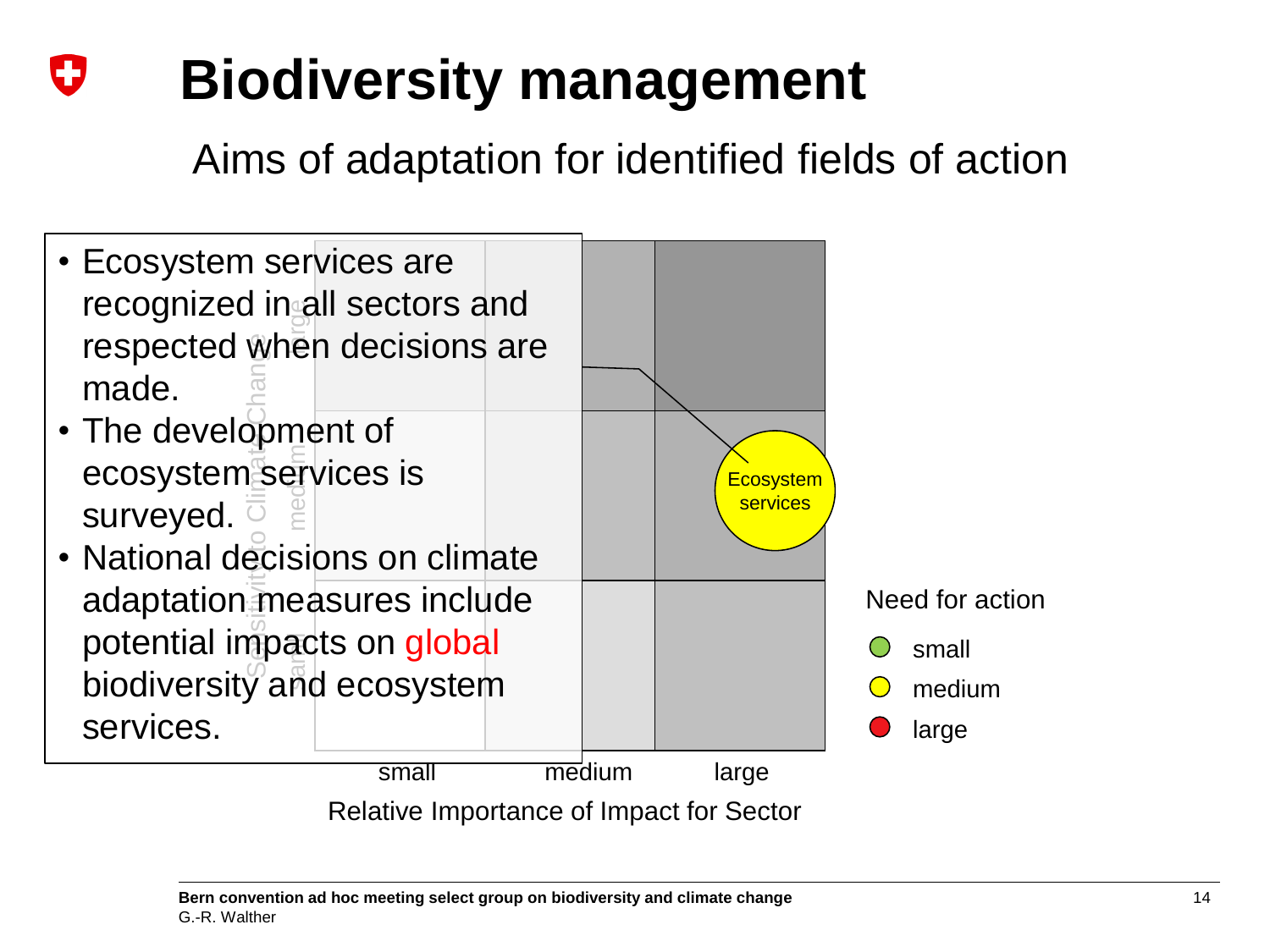# Biodiversity management

## Aims of adaptation for identified fields of action

- Ecosystem services are recognized in all sectors and respected when decisions are made.
- The development of ecosystem services is surveyed.
- National decisions on climate adaptation measures include potential impacts on global biodiversity and ecosystem services.

Ecosystem services

small | medium | large

Relative Importance of Impact for Sector

Need for action

- small
- medium
- large

Bern convention ad hoc meeting select group on biodiversity and climate change
G.-R. Walther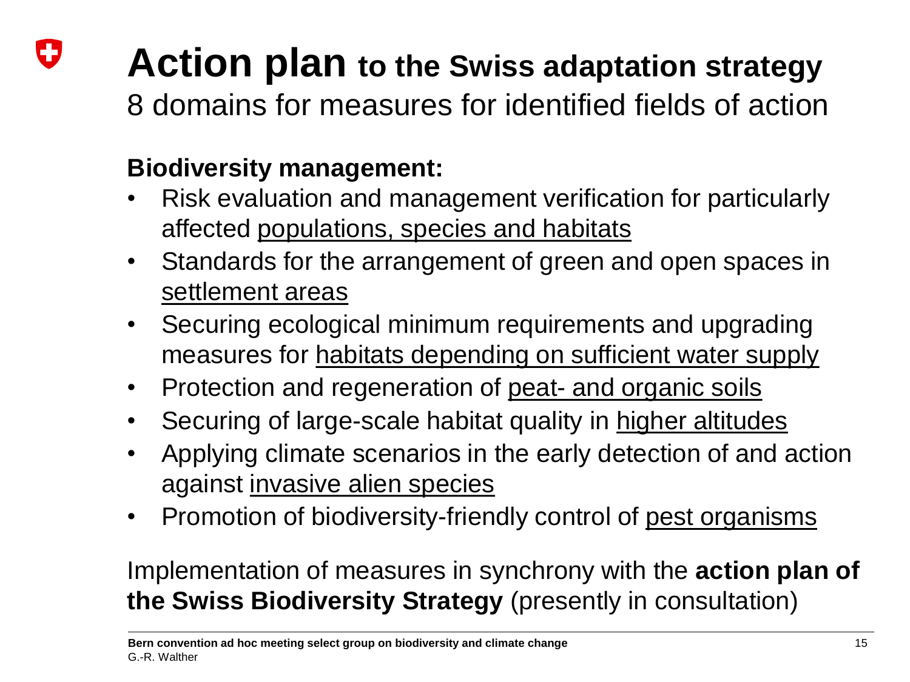# Action plan to the Swiss adaptation strategy

8 domains for measures for identified fields of action

**Biodiversity management:**

- Risk evaluation and management verification for particularly affected populations, species and habitats
- Standards for the arrangement of green and open spaces in settlement areas
- Securing ecological minimum requirements and upgrading measures for habitats depending on sufficient water supply
- Protection and regeneration of peat- and organic soils
- Securing of large-scale habitat quality in higher altitudes
- Applying climate scenarios in the early detection of and action against invasive alien species
- Promotion of biodiversity-friendly control of pest organisms

Implementation of measures in synchrony with the **action plan of the Swiss Biodiversity Strategy** (presently in consultation)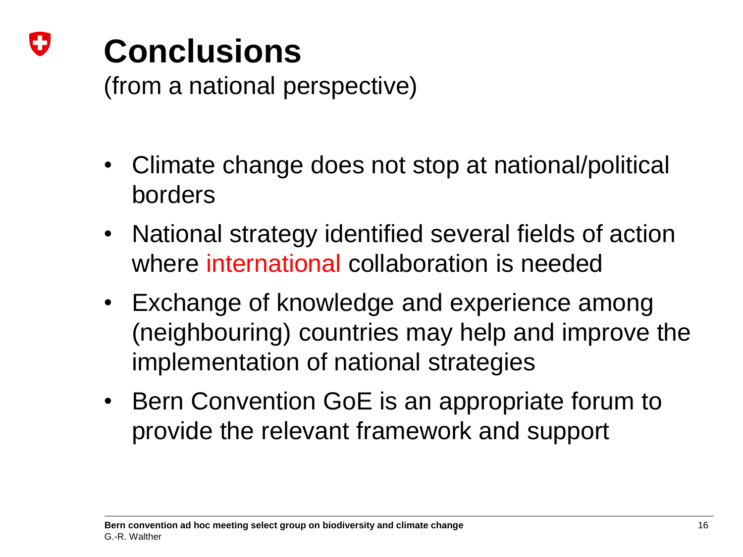# Conclusions

(from a national perspective)

- Climate change does not stop at national/political borders
- National strategy identified several fields of action where international collaboration is needed
- Exchange of knowledge and experience among (neighbouring) countries may help and improve the implementation of national strategies
- Bern Convention GoE is an appropriate forum to provide the relevant framework and support